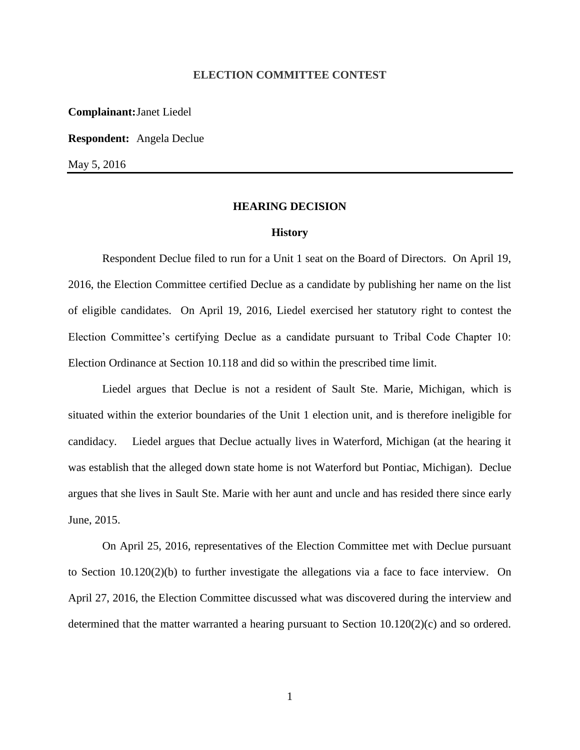## ELECTION COMMITTEE CONTEST

**Complainant:** Janet Liedel

**Respondent:** Angela Declue

May 5, 2016

---

### HEARING DECISION

#### History

Respondent Declue filed to run for a Unit 1 seat on the Board of Directors. On April 19, 2016, the Election Committee certified Declue as a candidate by publishing her name on the list of eligible candidates. On April 19, 2016, Liedel exercised her statutory right to contest the Election Committee's certifying Declue as a candidate pursuant to Tribal Code Chapter 10: Election Ordinance at Section 10.118 and did so within the prescribed time limit.

Liedel argues that Declue is not a resident of Sault Ste. Marie, Michigan, which is situated within the exterior boundaries of the Unit 1 election unit, and is therefore ineligible for candidacy. Liedel argues that Declue actually lives in Waterford, Michigan (at the hearing it was establish that the alleged down state home is not Waterford but Pontiac, Michigan). Declue argues that she lives in Sault Ste. Marie with her aunt and uncle and has resided there since early June, 2015.

On April 25, 2016, representatives of the Election Committee met with Declue pursuant to Section 10.120(2)(b) to further investigate the allegations via a face to face interview. On April 27, 2016, the Election Committee discussed what was discovered during the interview and determined that the matter warranted a hearing pursuant to Section 10.120(2)(c) and so ordered.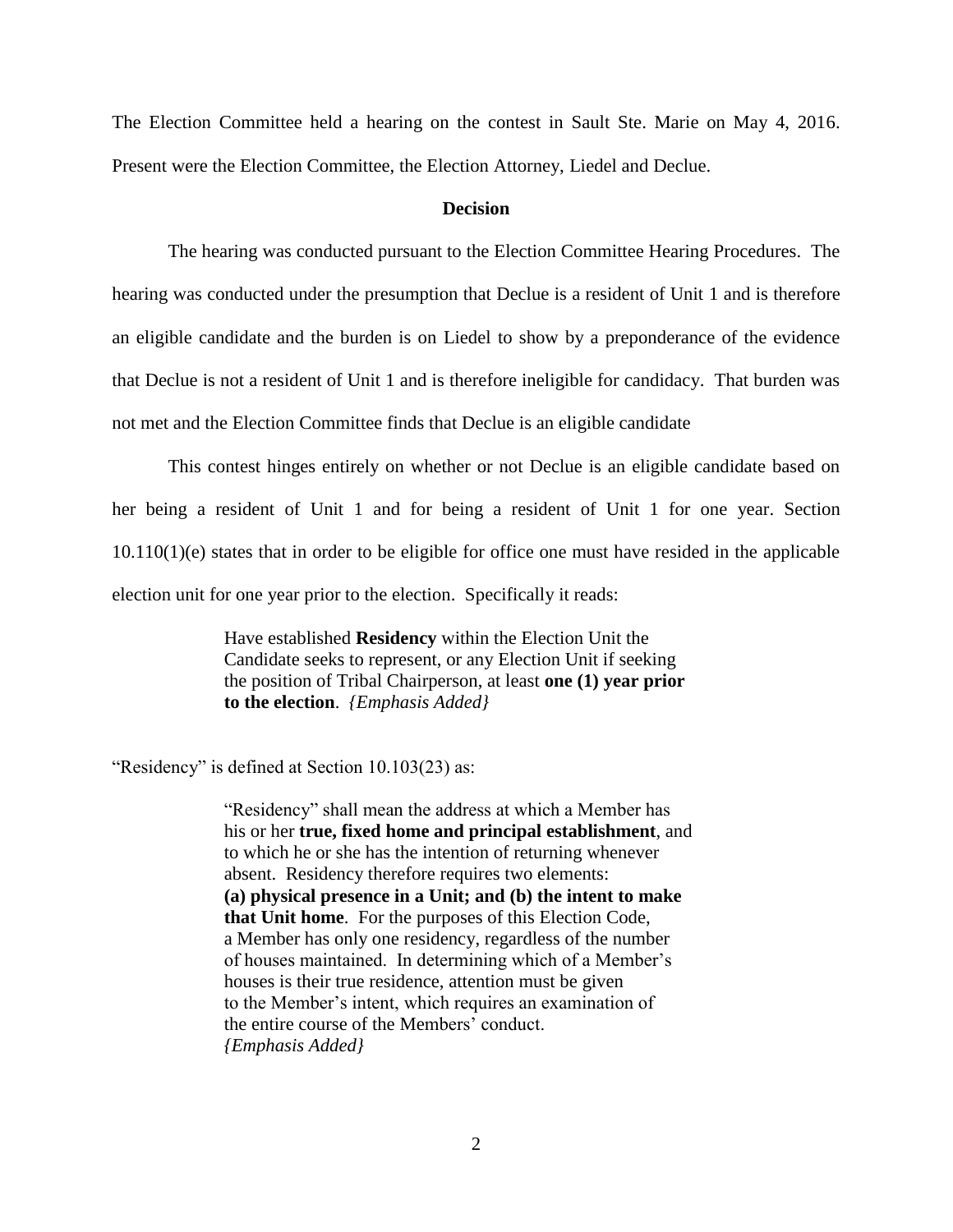The Election Committee held a hearing on the contest in Sault Ste. Marie on May 4, 2016. Present were the Election Committee, the Election Attorney, Liedel and Declue.

**Decision**

The hearing was conducted pursuant to the Election Committee Hearing Procedures. The hearing was conducted under the presumption that Declue is a resident of Unit 1 and is therefore an eligible candidate and the burden is on Liedel to show by a preponderance of the evidence that Declue is not a resident of Unit 1 and is therefore ineligible for candidacy. That burden was not met and the Election Committee finds that Declue is an eligible candidate

This contest hinges entirely on whether or not Declue is an eligible candidate based on her being a resident of Unit 1 and for being a resident of Unit 1 for one year. Section 10.110(1)(e) states that in order to be eligible for office one must have resided in the applicable election unit for one year prior to the election. Specifically it reads:

> Have established **Residency** within the Election Unit the Candidate seeks to represent, or any Election Unit if seeking the position of Tribal Chairperson, at least **one (1) year prior to the election**. *{Emphasis Added}*

"Residency" is defined at Section 10.103(23) as:

> "Residency" shall mean the address at which a Member has his or her **true, fixed home and principal establishment**, and to which he or she has the intention of returning whenever absent. Residency therefore requires two elements: **(a) physical presence in a Unit; and (b) the intent to make that Unit home**. For the purposes of this Election Code, a Member has only one residency, regardless of the number of houses maintained. In determining which of a Member's houses is their true residence, attention must be given to the Member's intent, which requires an examination of the entire course of the Members' conduct. *{Emphasis Added}*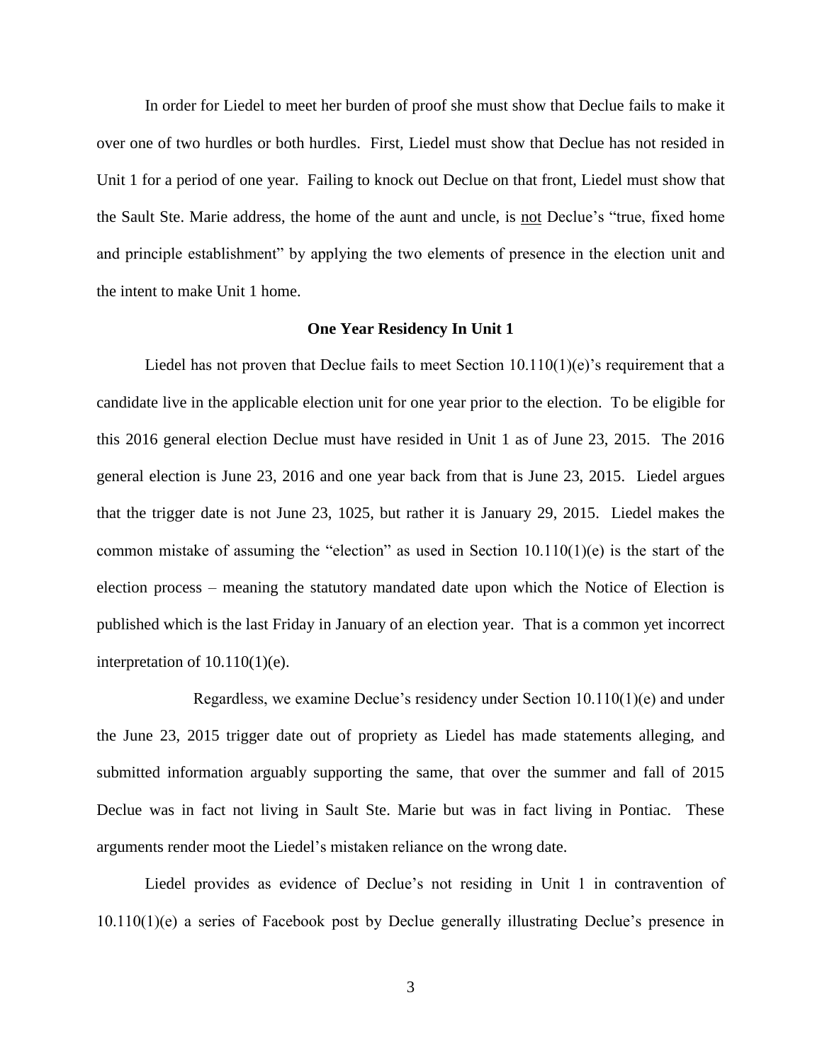In order for Liedel to meet her burden of proof she must show that Declue fails to make it over one of two hurdles or both hurdles. First, Liedel must show that Declue has not resided in Unit 1 for a period of one year. Failing to knock out Declue on that front, Liedel must show that the Sault Ste. Marie address, the home of the aunt and uncle, is not Declue's "true, fixed home and principle establishment" by applying the two elements of presence in the election unit and the intent to make Unit 1 home.

**One Year Residency In Unit 1**

Liedel has not proven that Declue fails to meet Section 10.110(1)(e)'s requirement that a candidate live in the applicable election unit for one year prior to the election. To be eligible for this 2016 general election Declue must have resided in Unit 1 as of June 23, 2015. The 2016 general election is June 23, 2016 and one year back from that is June 23, 2015. Liedel argues that the trigger date is not June 23, 1025, but rather it is January 29, 2015. Liedel makes the common mistake of assuming the "election" as used in Section 10.110(1)(e) is the start of the election process – meaning the statutory mandated date upon which the Notice of Election is published which is the last Friday in January of an election year. That is a common yet incorrect interpretation of 10.110(1)(e).

Regardless, we examine Declue's residency under Section 10.110(1)(e) and under the June 23, 2015 trigger date out of propriety as Liedel has made statements alleging, and submitted information arguably supporting the same, that over the summer and fall of 2015 Declue was in fact not living in Sault Ste. Marie but was in fact living in Pontiac. These arguments render moot the Liedel's mistaken reliance on the wrong date.

Liedel provides as evidence of Declue's not residing in Unit 1 in contravention of 10.110(1)(e) a series of Facebook post by Declue generally illustrating Declue's presence in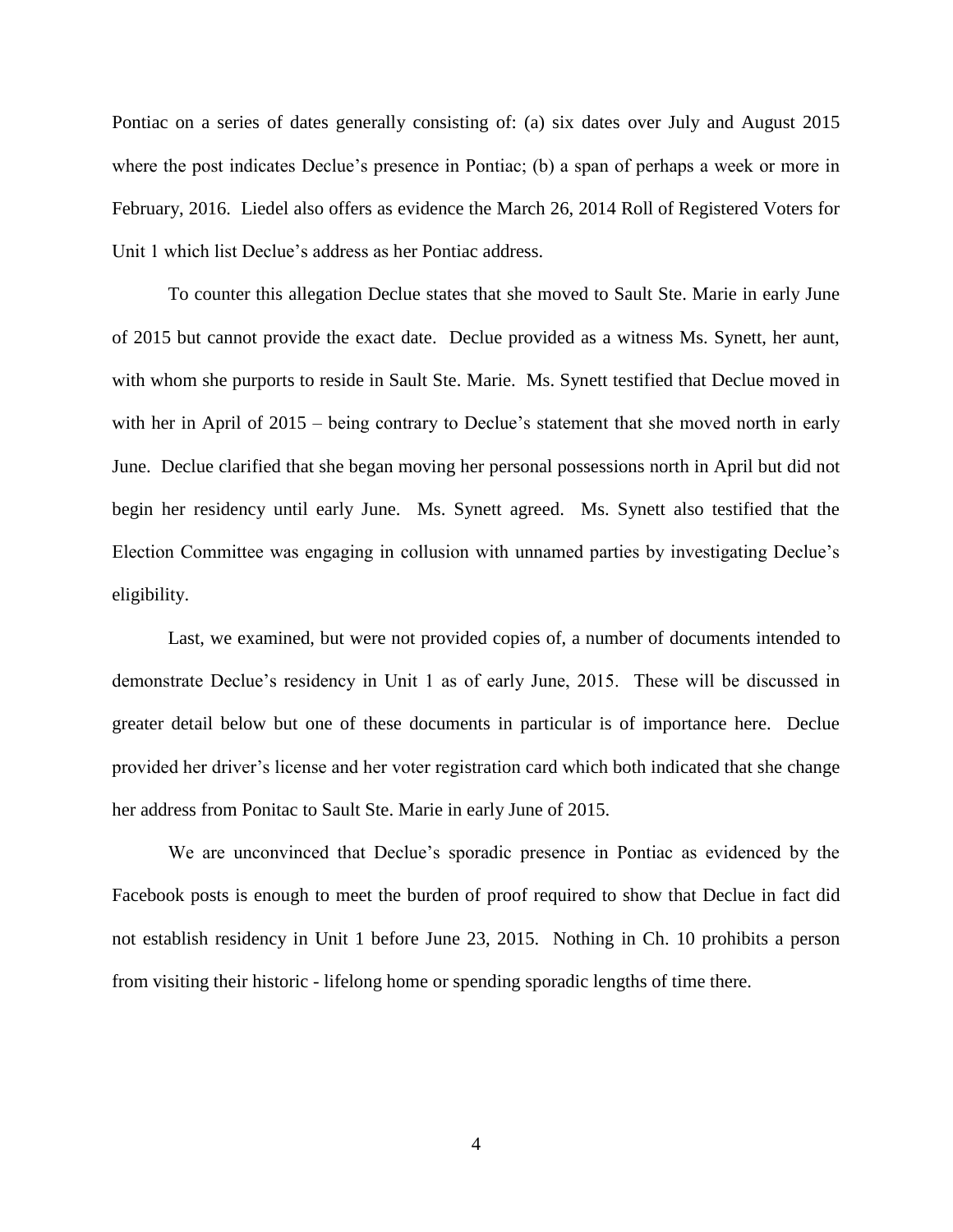Pontiac on a series of dates generally consisting of: (a) six dates over July and August 2015 where the post indicates Declue's presence in Pontiac; (b) a span of perhaps a week or more in February, 2016. Liedel also offers as evidence the March 26, 2014 Roll of Registered Voters for Unit 1 which list Declue's address as her Pontiac address.

To counter this allegation Declue states that she moved to Sault Ste. Marie in early June of 2015 but cannot provide the exact date. Declue provided as a witness Ms. Synett, her aunt, with whom she purports to reside in Sault Ste. Marie. Ms. Synett testified that Declue moved in with her in April of 2015 – being contrary to Declue's statement that she moved north in early June. Declue clarified that she began moving her personal possessions north in April but did not begin her residency until early June. Ms. Synett agreed. Ms. Synett also testified that the Election Committee was engaging in collusion with unnamed parties by investigating Declue's eligibility.

Last, we examined, but were not provided copies of, a number of documents intended to demonstrate Declue's residency in Unit 1 as of early June, 2015. These will be discussed in greater detail below but one of these documents in particular is of importance here. Declue provided her driver's license and her voter registration card which both indicated that she change her address from Ponitac to Sault Ste. Marie in early June of 2015.

We are unconvinced that Declue's sporadic presence in Pontiac as evidenced by the Facebook posts is enough to meet the burden of proof required to show that Declue in fact did not establish residency in Unit 1 before June 23, 2015. Nothing in Ch. 10 prohibits a person from visiting their historic - lifelong home or spending sporadic lengths of time there.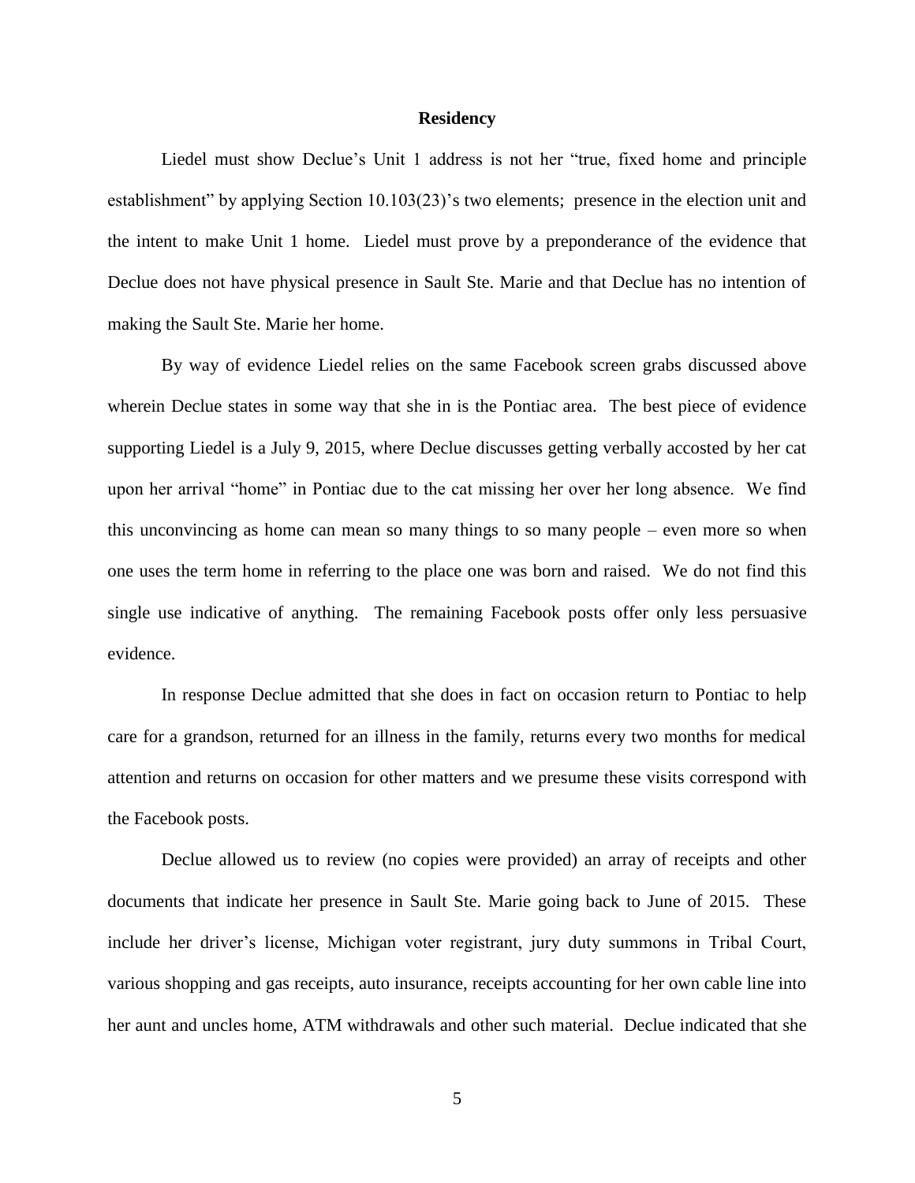### Residency

Liedel must show Declue's Unit 1 address is not her "true, fixed home and principle establishment" by applying Section 10.103(23)'s two elements; presence in the election unit and the intent to make Unit 1 home. Liedel must prove by a preponderance of the evidence that Declue does not have physical presence in Sault Ste. Marie and that Declue has no intention of making the Sault Ste. Marie her home.

By way of evidence Liedel relies on the same Facebook screen grabs discussed above wherein Declue states in some way that she in is the Pontiac area. The best piece of evidence supporting Liedel is a July 9, 2015, where Declue discusses getting verbally accosted by her cat upon her arrival "home" in Pontiac due to the cat missing her over her long absence. We find this unconvincing as home can mean so many things to so many people – even more so when one uses the term home in referring to the place one was born and raised. We do not find this single use indicative of anything. The remaining Facebook posts offer only less persuasive evidence.

In response Declue admitted that she does in fact on occasion return to Pontiac to help care for a grandson, returned for an illness in the family, returns every two months for medical attention and returns on occasion for other matters and we presume these visits correspond with the Facebook posts.

Declue allowed us to review (no copies were provided) an array of receipts and other documents that indicate her presence in Sault Ste. Marie going back to June of 2015. These include her driver's license, Michigan voter registrant, jury duty summons in Tribal Court, various shopping and gas receipts, auto insurance, receipts accounting for her own cable line into her aunt and uncles home, ATM withdrawals and other such material. Declue indicated that she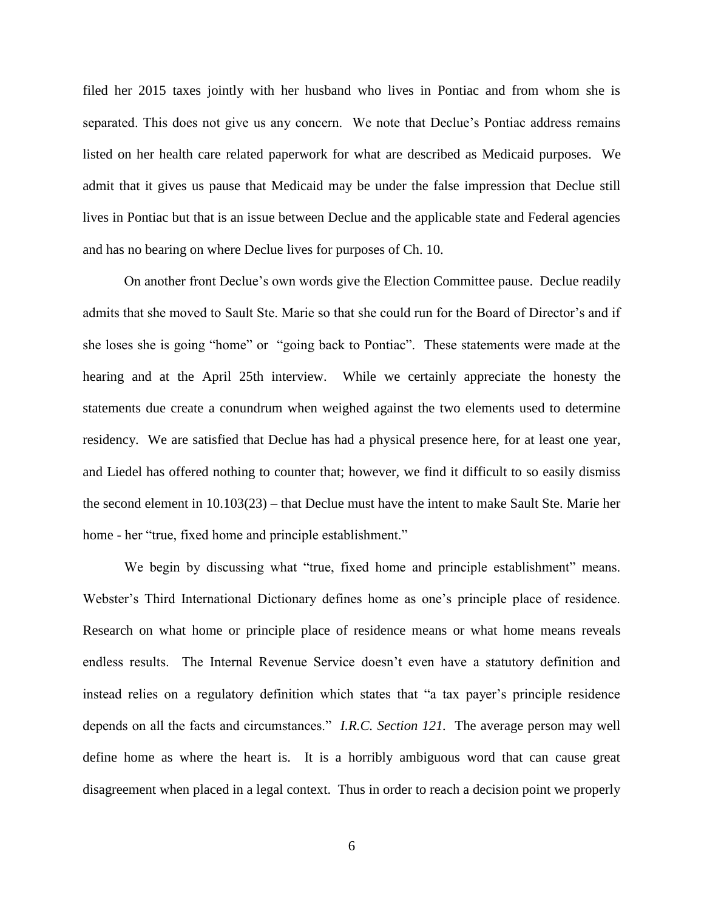filed her 2015 taxes jointly with her husband who lives in Pontiac and from whom she is separated. This does not give us any concern. We note that Declue's Pontiac address remains listed on her health care related paperwork for what are described as Medicaid purposes. We admit that it gives us pause that Medicaid may be under the false impression that Declue still lives in Pontiac but that is an issue between Declue and the applicable state and Federal agencies and has no bearing on where Declue lives for purposes of Ch. 10.

On another front Declue's own words give the Election Committee pause. Declue readily admits that she moved to Sault Ste. Marie so that she could run for the Board of Director's and if she loses she is going "home" or "going back to Pontiac". These statements were made at the hearing and at the April 25th interview. While we certainly appreciate the honesty the statements due create a conundrum when weighed against the two elements used to determine residency. We are satisfied that Declue has had a physical presence here, for at least one year, and Liedel has offered nothing to counter that; however, we find it difficult to so easily dismiss the second element in 10.103(23) – that Declue must have the intent to make Sault Ste. Marie her home - her "true, fixed home and principle establishment."

We begin by discussing what "true, fixed home and principle establishment" means. Webster's Third International Dictionary defines home as one's principle place of residence. Research on what home or principle place of residence means or what home means reveals endless results. The Internal Revenue Service doesn't even have a statutory definition and instead relies on a regulatory definition which states that "a tax payer's principle residence depends on all the facts and circumstances." *I.R.C. Section 121.* The average person may well define home as where the heart is. It is a horribly ambiguous word that can cause great disagreement when placed in a legal context. Thus in order to reach a decision point we properly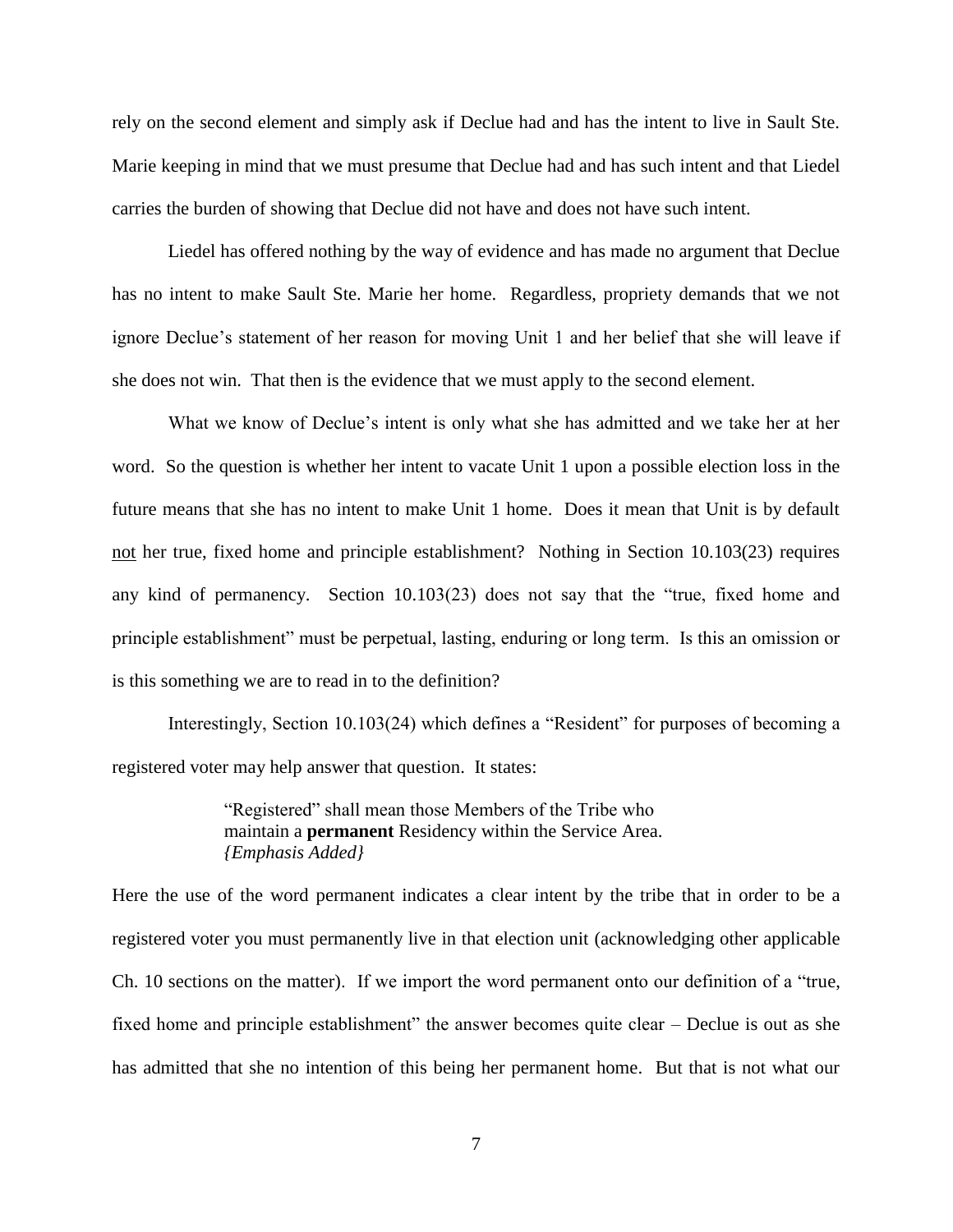rely on the second element and simply ask if Declue had and has the intent to live in Sault Ste. Marie keeping in mind that we must presume that Declue had and has such intent and that Liedel carries the burden of showing that Declue did not have and does not have such intent.

Liedel has offered nothing by the way of evidence and has made no argument that Declue has no intent to make Sault Ste. Marie her home. Regardless, propriety demands that we not ignore Declue's statement of her reason for moving Unit 1 and her belief that she will leave if she does not win. That then is the evidence that we must apply to the second element.

What we know of Declue's intent is only what she has admitted and we take her at her word. So the question is whether her intent to vacate Unit 1 upon a possible election loss in the future means that she has no intent to make Unit 1 home. Does it mean that Unit is by default <u>not</u> her true, fixed home and principle establishment? Nothing in Section 10.103(23) requires any kind of permanency. Section 10.103(23) does not say that the "true, fixed home and principle establishment" must be perpetual, lasting, enduring or long term. Is this an omission or is this something we are to read in to the definition?

Interestingly, Section 10.103(24) which defines a "Resident" for purposes of becoming a registered voter may help answer that question. It states:

> "Registered" shall mean those Members of the Tribe who maintain a **permanent** Residency within the Service Area. *{Emphasis Added}*

Here the use of the word permanent indicates a clear intent by the tribe that in order to be a registered voter you must permanently live in that election unit (acknowledging other applicable Ch. 10 sections on the matter). If we import the word permanent onto our definition of a "true, fixed home and principle establishment" the answer becomes quite clear – Declue is out as she has admitted that she no intention of this being her permanent home. But that is not what our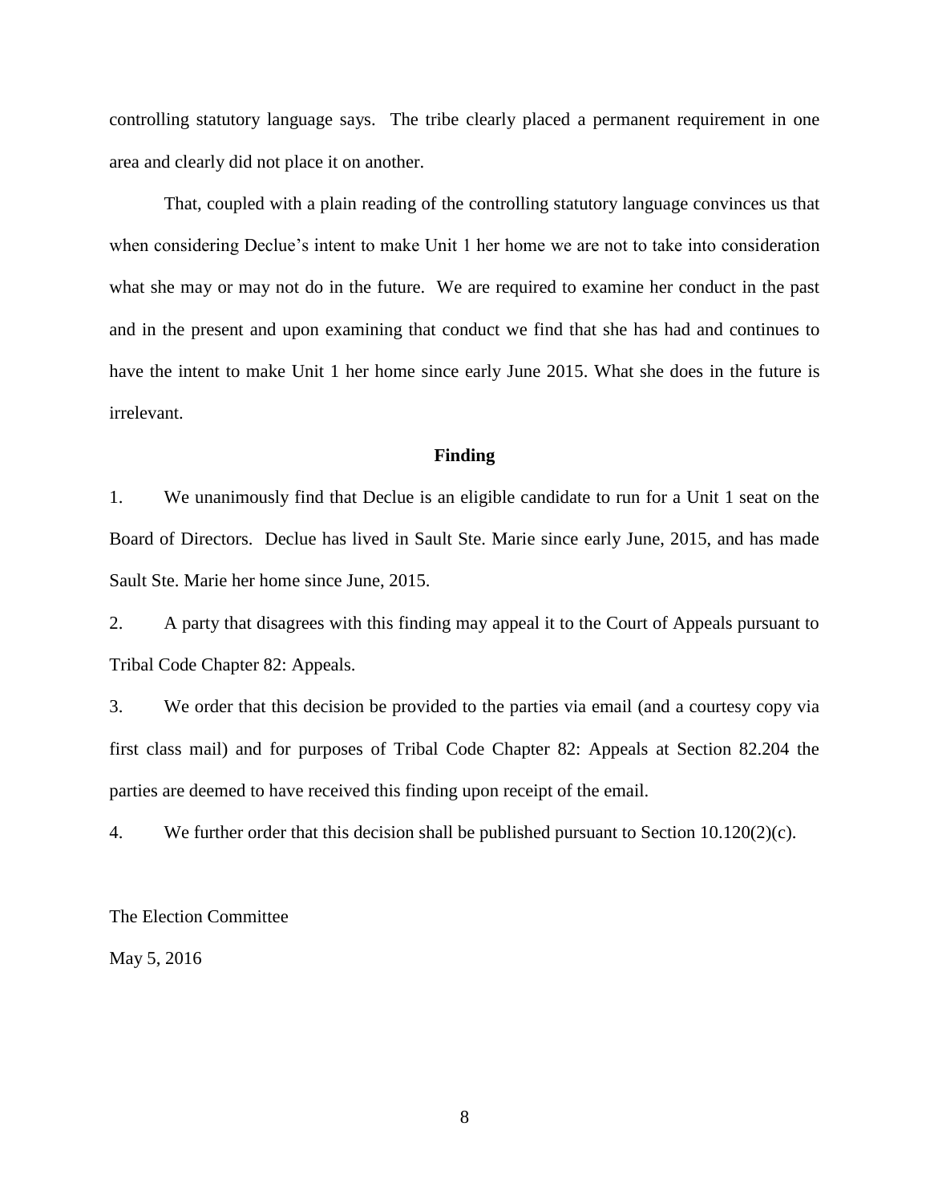controlling statutory language says. The tribe clearly placed a permanent requirement in one area and clearly did not place it on another.

That, coupled with a plain reading of the controlling statutory language convinces us that when considering Declue's intent to make Unit 1 her home we are not to take into consideration what she may or may not do in the future. We are required to examine her conduct in the past and in the present and upon examining that conduct we find that she has had and continues to have the intent to make Unit 1 her home since early June 2015. What she does in the future is irrelevant.

## Finding

1. We unanimously find that Declue is an eligible candidate to run for a Unit 1 seat on the Board of Directors. Declue has lived in Sault Ste. Marie since early June, 2015, and has made Sault Ste. Marie her home since June, 2015.

2. A party that disagrees with this finding may appeal it to the Court of Appeals pursuant to Tribal Code Chapter 82: Appeals.

3. We order that this decision be provided to the parties via email (and a courtesy copy via first class mail) and for purposes of Tribal Code Chapter 82: Appeals at Section 82.204 the parties are deemed to have received this finding upon receipt of the email.

4. We further order that this decision shall be published pursuant to Section 10.120(2)(c).

The Election Committee

May 5, 2016